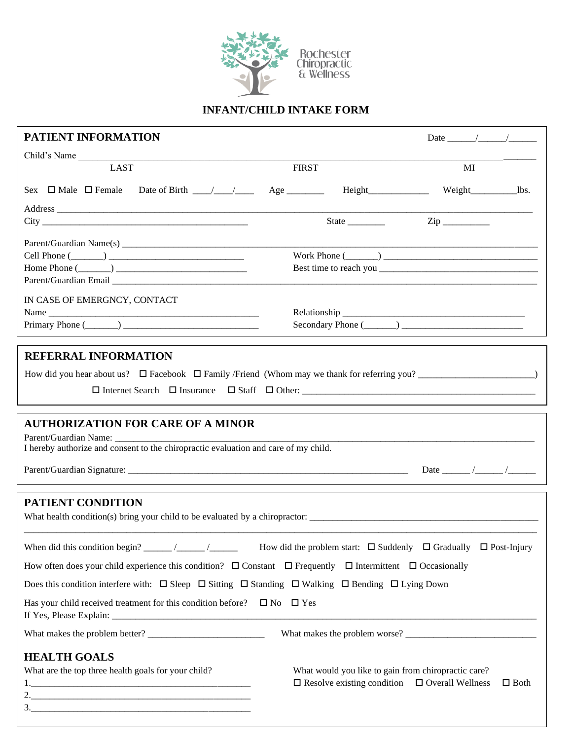Rochester Chiropractic & Wellness

# INFANT/CHILD INTAKE FORM

## PATIENT INFORMATION

Date ______/______/______

Child's Name ________________________________________________________________________________________________

LAST FIRST MI

Sex ☐ Male ☐ Female Date of Birth ____/____/____ Age ________ Height_____________ Weight_________lbs.

Address ____________________________________________________________________________________________

City ____________________________________________ State ________ Zip __________

Parent/Guardian Name(s) _____________________________________________________________________________

Cell Phone (_______) ____________________________ Work Phone (_______) ________________________________

Home Phone (_______) ___________________________ Best time to reach you ____________________________

Parent/Guardian Email _______________________________________________________________________________

IN CASE OF EMERGNCY, CONTACT

Name ______________________________________________ Relationship ________________________________________

Primary Phone (_______) ____________________________ Secondary Phone (_______) _________________________

## REFERRAL INFORMATION

How did you hear about us? ☐ Facebook ☐ Family /Friend (Whom may we thank for referring you? ________________________)

☐ Internet Search ☐ Insurance ☐ Staff ☐ Other: ____________________________________________________

## AUTHORIZATION FOR CARE OF A MINOR

Parent/Guardian Name: ______________________________________________________________________________

I hereby authorize and consent to the chiropractic evaluation and care of my child.

Parent/Guardian Signature: ______________________________________________________________ Date ______/______/______

## PATIENT CONDITION

What health condition(s) bring your child to be evaluated by a chiropractor: ___________________________________________

_____________________________________________________________________________________________________

When did this condition begin? ______/______/______ How did the problem start: ☐ Suddenly ☐ Gradually ☐ Post-Injury

How often does your child experience this condition? ☐ Constant ☐ Frequently ☐ Intermittent ☐ Occasionally

Does this condition interfere with: ☐ Sleep ☐ Sitting ☐ Standing ☐ Walking ☐ Bending ☐ Lying Down

Has your child received treatment for this condition before? ☐ No ☐ Yes

If Yes, Please Explain: ______________________________________________________________________________

What makes the problem better? _________________________ What makes the problem worse? ____________________________

## HEALTH GOALS

What are the top three health goals for your child?

1.________________________________________________

2.________________________________________________

3.________________________________________________

What would you like to gain from chiropractic care?

☐ Resolve existing condition ☐ Overall Wellness ☐ Both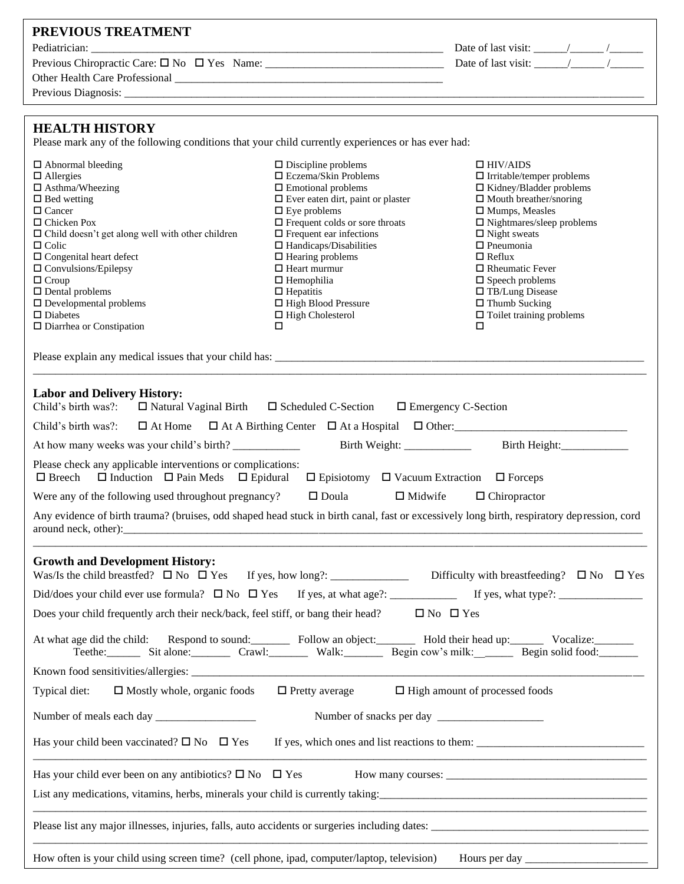## PREVIOUS TREATMENT

Pediatrician: ______________________________________________________________ Date of last visit: ______/______ /______

Previous Chiropractic Care: ☐ No ☐ Yes Name: _______________________________ Date of last visit: ______/______ /______

Other Health Care Professional _______________________________________________

Previous Diagnosis: _____________________________________________________________________________________________

## HEALTH HISTORY

Please mark any of the following conditions that your child currently experiences or has ever had:

- ☐ Abnormal bleeding
- ☐ Allergies
- ☐ Asthma/Wheezing
- ☐ Bed wetting
- ☐ Cancer
- ☐ Chicken Pox
- ☐ Child doesn't get along well with other children
- ☐ Colic
- ☐ Congenital heart defect
- ☐ Convulsions/Epilepsy
- ☐ Croup
- ☐ Dental problems
- ☐ Developmental problems
- ☐ Diabetes
- ☐ Diarrhea or Constipation
- ☐ Discipline problems
- ☐ Eczema/Skin Problems
- ☐ Emotional problems
- ☐ Ever eaten dirt, paint or plaster
- ☐ Eye problems
- ☐ Frequent colds or sore throats
- ☐ Frequent ear infections
- ☐ Handicaps/Disabilities
- ☐ Hearing problems
- ☐ Heart murmur
- ☐ Hemophilia
- ☐ Hepatitis
- ☐ High Blood Pressure
- ☐ High Cholesterol
- ☐
- ☐ HIV/AIDS
- ☐ Irritable/temper problems
- ☐ Kidney/Bladder problems
- ☐ Mouth breather/snoring
- ☐ Mumps, Measles
- ☐ Nightmares/sleep problems
- ☐ Night sweats
- ☐ Pneumonia
- ☐ Reflux
- ☐ Rheumatic Fever
- ☐ Speech problems
- ☐ TB/Lung Disease
- ☐ Thumb Sucking
- ☐ Toilet training problems
- ☐

Please explain any medical issues that your child has: ________________________________________________________________
_____________________________________________________________________________________________________________

**Labor and Delivery History:**

Child's birth was?: ☐ Natural Vaginal Birth ☐ Scheduled C-Section ☐ Emergency C-Section

Child's birth was?: ☐ At Home ☐ At A Birthing Center ☐ At a Hospital ☐ Other:______________________________

At how many weeks was your child's birth? ____________ Birth Weight: ____________ Birth Height:____________

Please check any applicable interventions or complications:
☐ Breech ☐ Induction ☐ Pain Meds ☐ Epidural ☐ Episiotomy ☐ Vacuum Extraction ☐ Forceps

Were any of the following used throughout pregnancy? ☐ Doula ☐ Midwife ☐ Chiropractor

Any evidence of birth trauma? (bruises, odd shaped head stuck in birth canal, fast or excessively long birth, respiratory depression, cord around neck, other):_______________________________________________________________________________________
_____________________________________________________________________________________________________________

**Growth and Development History:**

Was/Is the child breastfed? ☐ No ☐ Yes If yes, how long?: ______________ Difficulty with breastfeeding? ☐ No ☐ Yes

Did/does your child ever use formula? ☐ No ☐ Yes If yes, at what age?: ____________ If yes, what type?: _______________

Does your child frequently arch their neck/back, feel stiff, or bang their head? ☐ No ☐ Yes

At what age did the child: Respond to sound:_______ Follow an object:_______ Hold their head up:______ Vocalize:_______
Teethe:______ Sit alone:_______ Crawl:_______ Walk:_______ Begin cow's milk:__\_____ Begin solid food:_______

Known food sensitivities/allergies: _________________________________________________________________________________

Typical diet: ☐ Mostly whole, organic foods ☐ Pretty average ☐ High amount of processed foods

Number of meals each day __________________ Number of snacks per day ___________________

Has your child been vaccinated? ☐ No ☐ Yes If yes, which ones and list reactions to them: ______________________________
_____________________________________________________________________________________________________________

Has your child ever been on any antibiotics? ☐ No ☐ Yes How many courses: ____________________________________

List any medications, vitamins, herbs, minerals your child is currently taking:__________________________________________________
_____________________________________________________________________________________________________________

Please list any major illnesses, injuries, falls, auto accidents or surgeries including dates: _______________________________________
_____________________________________________________________________________________________________________

How often is your child using screen time? (cell phone, ipad, computer/laptop, television) Hours per day ______________________